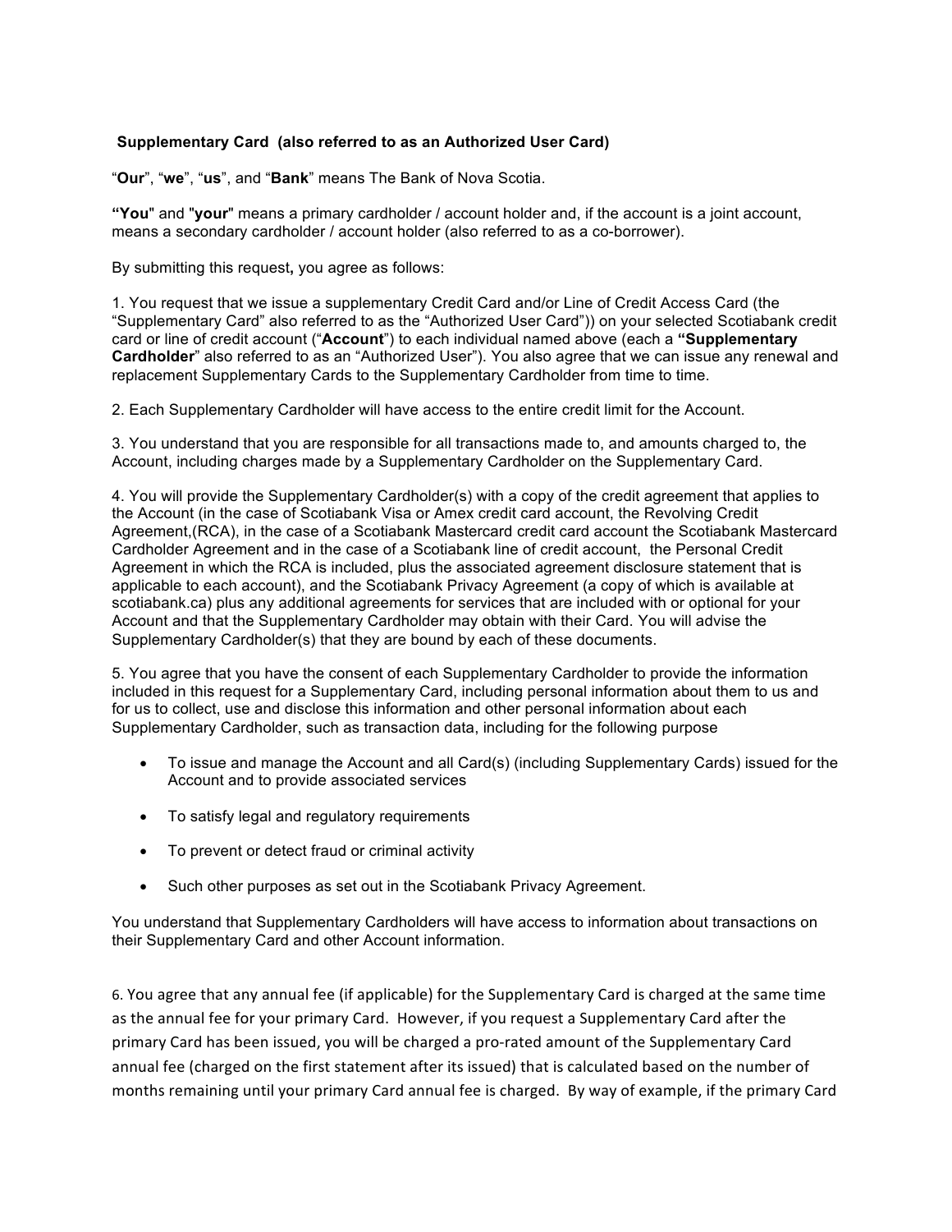**Supplementary Card (also referred to as an Authorized User Card)**

"**Our**", "**we**", "**us**", and "**Bank**" means The Bank of Nova Scotia.

**"You"** and "**your**" means a primary cardholder / account holder and, if the account is a joint account, means a secondary cardholder / account holder (also referred to as a co-borrower).

By submitting this request**,** you agree as follows:

1. You request that we issue a supplementary Credit Card and/or Line of Credit Access Card (the "Supplementary Card" also referred to as the "Authorized User Card")) on your selected Scotiabank credit card or line of credit account ("**Account**") to each individual named above (each a **"Supplementary Cardholder**" also referred to as an "Authorized User"). You also agree that we can issue any renewal and replacement Supplementary Cards to the Supplementary Cardholder from time to time.

2. Each Supplementary Cardholder will have access to the entire credit limit for the Account.

3. You understand that you are responsible for all transactions made to, and amounts charged to, the Account, including charges made by a Supplementary Cardholder on the Supplementary Card.

4. You will provide the Supplementary Cardholder(s) with a copy of the credit agreement that applies to the Account (in the case of Scotiabank Visa or Amex credit card account, the Revolving Credit Agreement,(RCA), in the case of a Scotiabank Mastercard credit card account the Scotiabank Mastercard Cardholder Agreement and in the case of a Scotiabank line of credit account, the Personal Credit Agreement in which the RCA is included, plus the associated agreement disclosure statement that is applicable to each account), and the Scotiabank Privacy Agreement (a copy of which is available at scotiabank.ca) plus any additional agreements for services that are included with or optional for your Account and that the Supplementary Cardholder may obtain with their Card. You will advise the Supplementary Cardholder(s) that they are bound by each of these documents.

5. You agree that you have the consent of each Supplementary Cardholder to provide the information included in this request for a Supplementary Card, including personal information about them to us and for us to collect, use and disclose this information and other personal information about each Supplementary Cardholder, such as transaction data, including for the following purpose

- To issue and manage the Account and all Card(s) (including Supplementary Cards) issued for the Account and to provide associated services
- To satisfy legal and regulatory requirements
- To prevent or detect fraud or criminal activity
- Such other purposes as set out in the Scotiabank Privacy Agreement.

You understand that Supplementary Cardholders will have access to information about transactions on their Supplementary Card and other Account information.

6. You agree that any annual fee (if applicable) for the Supplementary Card is charged at the same time as the annual fee for your primary Card. However, if you request a Supplementary Card after the primary Card has been issued, you will be charged a pro-rated amount of the Supplementary Card annual fee (charged on the first statement after its issued) that is calculated based on the number of months remaining until your primary Card annual fee is charged. By way of example, if the primary Card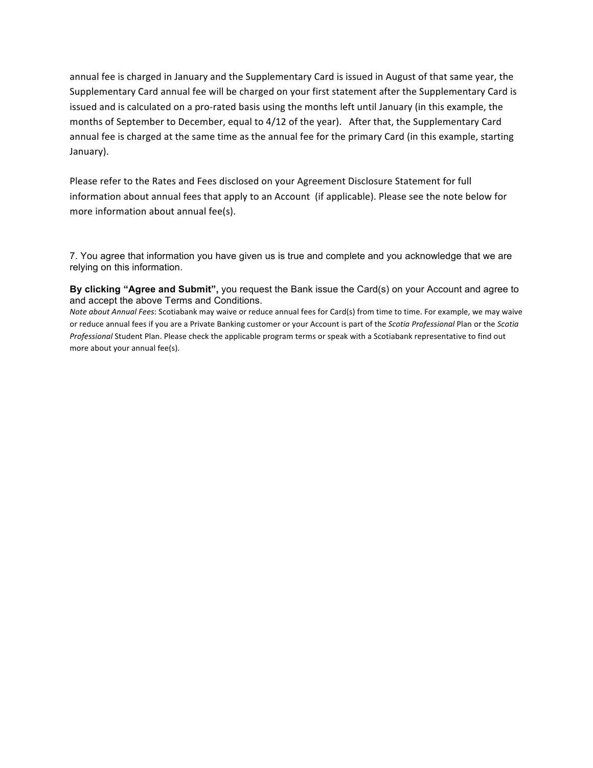annual fee is charged in January and the Supplementary Card is issued in August of that same year, the Supplementary Card annual fee will be charged on your first statement after the Supplementary Card is issued and is calculated on a pro-rated basis using the months left until January (in this example, the months of September to December, equal to 4/12 of the year). After that, the Supplementary Card annual fee is charged at the same time as the annual fee for the primary Card (in this example, starting January).

Please refer to the Rates and Fees disclosed on your Agreement Disclosure Statement for full information about annual fees that apply to an Account (if applicable). Please see the note below for more information about annual fee(s).

7. You agree that information you have given us is true and complete and you acknowledge that we are relying on this information.

**By clicking "Agree and Submit",** you request the Bank issue the Card(s) on your Account and agree to and accept the above Terms and Conditions.

*Note about Annual Fees*: Scotiabank may waive or reduce annual fees for Card(s) from time to time. For example, we may waive or reduce annual fees if you are a Private Banking customer or your Account is part of the *Scotia Professional* Plan or the *Scotia Professional* Student Plan. Please check the applicable program terms or speak with a Scotiabank representative to find out more about your annual fee(s).